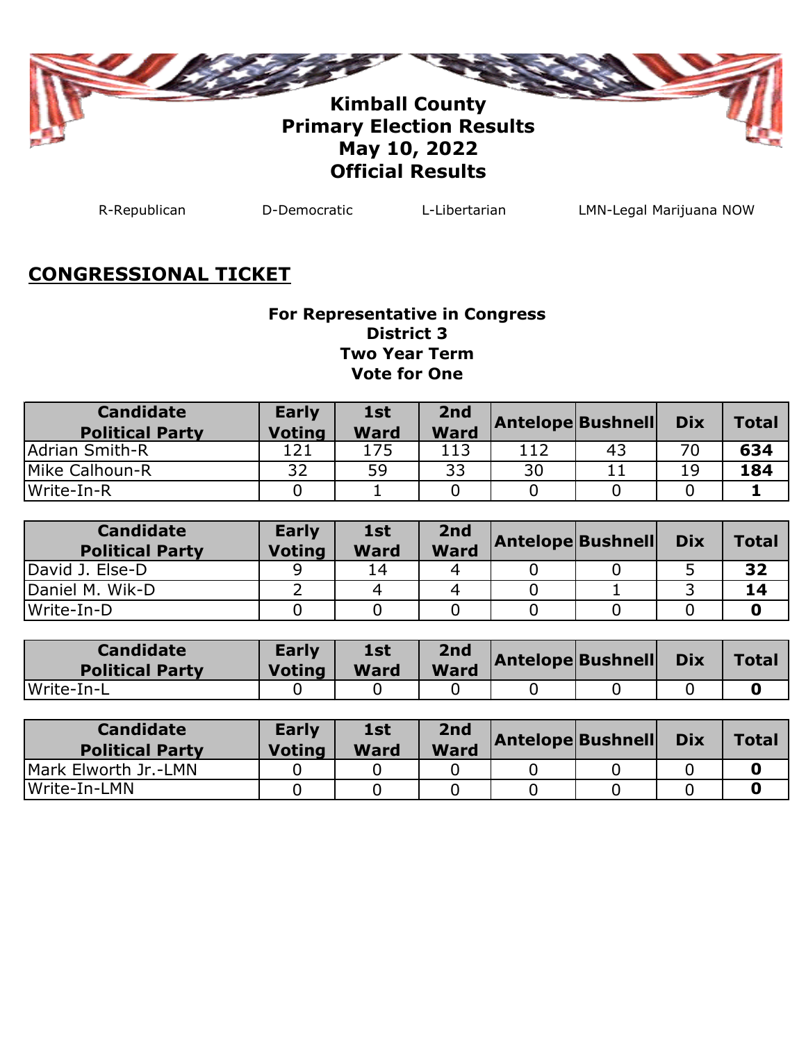# Kimball County
# Primary Election Results
# May 10, 2022
# Official Results

R-Republican D-Democratic L-Libertarian LMN-Legal Marijuana NOW

## CONGRESSIONAL TICKET

### For Representative in Congress
### District 3
### Two Year Term
### Vote for One

| Candidate Political Party | Early Voting | 1st Ward | 2nd Ward | Antelope | Bushnell | Dix | Total |
|---|---|---|---|---|---|---|---|
| Adrian Smith-R | 121 | 175 | 113 | 112 | 43 | 70 | **634** |
| Mike Calhoun-R | 32 | 59 | 33 | 30 | 11 | 19 | **184** |
| Write-In-R | 0 | 1 | 0 | 0 | 0 | 0 | **1** |

| Candidate Political Party | Early Voting | 1st Ward | 2nd Ward | Antelope | Bushnell | Dix | Total |
|---|---|---|---|---|---|---|---|
| David J. Else-D | 9 | 14 | 4 | 0 | 0 | 5 | **32** |
| Daniel M. Wik-D | 2 | 4 | 4 | 0 | 1 | 3 | **14** |
| Write-In-D | 0 | 0 | 0 | 0 | 0 | 0 | **0** |

| Candidate Political Party | Early Voting | 1st Ward | 2nd Ward | Antelope | Bushnell | Dix | Total |
|---|---|---|---|---|---|---|---|
| Write-In-L | 0 | 0 | 0 | 0 | 0 | 0 | **0** |

| Candidate Political Party | Early Voting | 1st Ward | 2nd Ward | Antelope | Bushnell | Dix | Total |
|---|---|---|---|---|---|---|---|
| Mark Elworth Jr.-LMN | 0 | 0 | 0 | 0 | 0 | 0 | **0** |
| Write-In-LMN | 0 | 0 | 0 | 0 | 0 | 0 | **0** |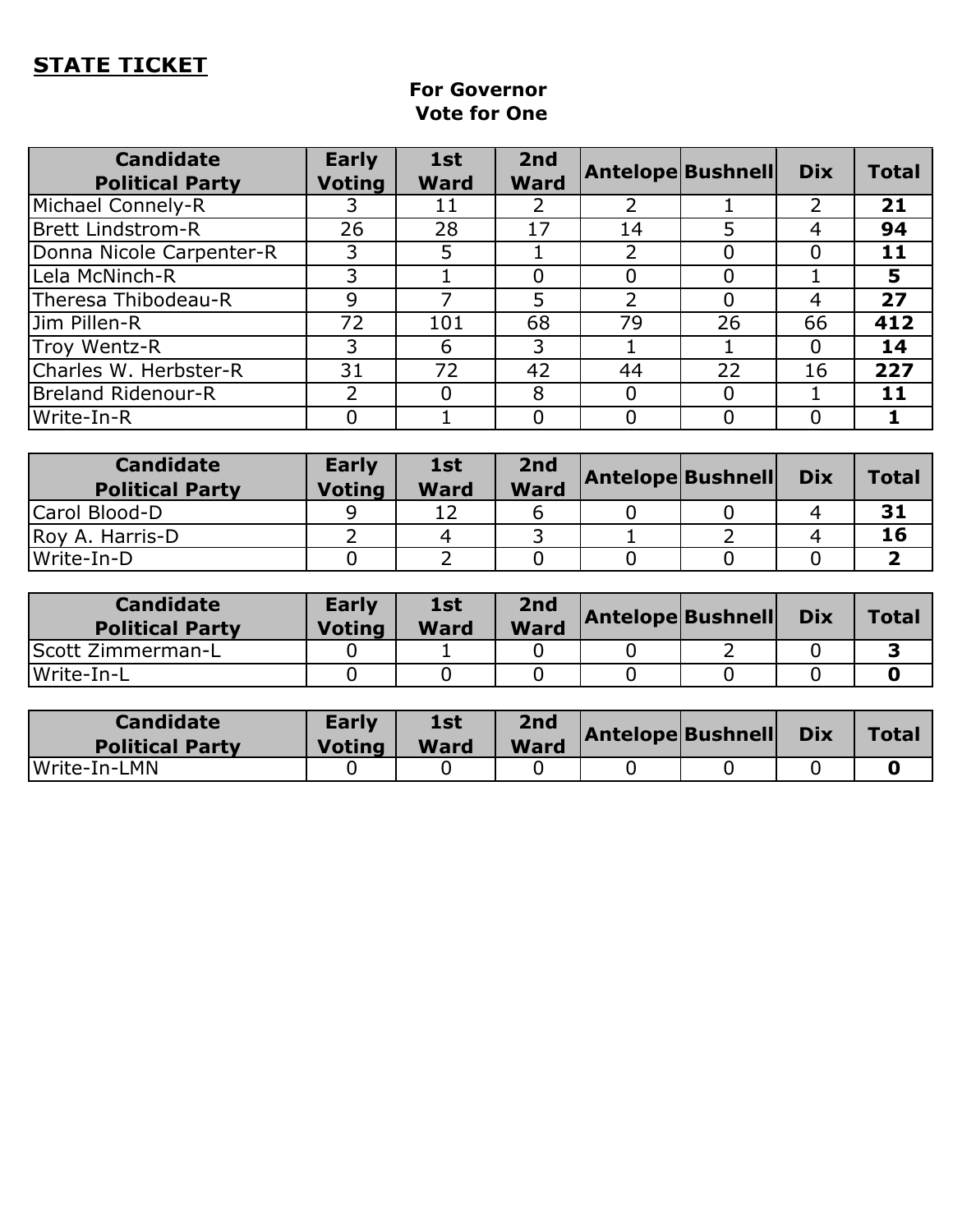## STATE TICKET

**For Governor**
**Vote for One**

| Candidate Political Party | Early Voting | 1st Ward | 2nd Ward | Antelope | Bushnell | Dix | Total |
|---|---|---|---|---|---|---|---|
| Michael Connely-R | 3 | 11 | 2 | 2 | 1 | 2 | **21** |
| Brett Lindstrom-R | 26 | 28 | 17 | 14 | 5 | 4 | **94** |
| Donna Nicole Carpenter-R | 3 | 5 | 1 | 2 | 0 | 0 | **11** |
| Lela McNinch-R | 3 | 1 | 0 | 0 | 0 | 1 | **5** |
| Theresa Thibodeau-R | 9 | 7 | 5 | 2 | 0 | 4 | **27** |
| Jim Pillen-R | 72 | 101 | 68 | 79 | 26 | 66 | **412** |
| Troy Wentz-R | 3 | 6 | 3 | 1 | 1 | 0 | **14** |
| Charles W. Herbster-R | 31 | 72 | 42 | 44 | 22 | 16 | **227** |
| Breland Ridenour-R | 2 | 0 | 8 | 0 | 0 | 1 | **11** |
| Write-In-R | 0 | 1 | 0 | 0 | 0 | 0 | **1** |

| Candidate Political Party | Early Voting | 1st Ward | 2nd Ward | Antelope | Bushnell | Dix | Total |
|---|---|---|---|---|---|---|---|
| Carol Blood-D | 9 | 12 | 6 | 0 | 0 | 4 | **31** |
| Roy A. Harris-D | 2 | 4 | 3 | 1 | 2 | 4 | **16** |
| Write-In-D | 0 | 2 | 0 | 0 | 0 | 0 | **2** |

| Candidate Political Party | Early Voting | 1st Ward | 2nd Ward | Antelope | Bushnell | Dix | Total |
|---|---|---|---|---|---|---|---|
| Scott Zimmerman-L | 0 | 1 | 0 | 0 | 2 | 0 | **3** |
| Write-In-L | 0 | 0 | 0 | 0 | 0 | 0 | **0** |

| Candidate Political Party | Early Voting | 1st Ward | 2nd Ward | Antelope | Bushnell | Dix | Total |
|---|---|---|---|---|---|---|---|
| Write-In-LMN | 0 | 0 | 0 | 0 | 0 | 0 | **0** |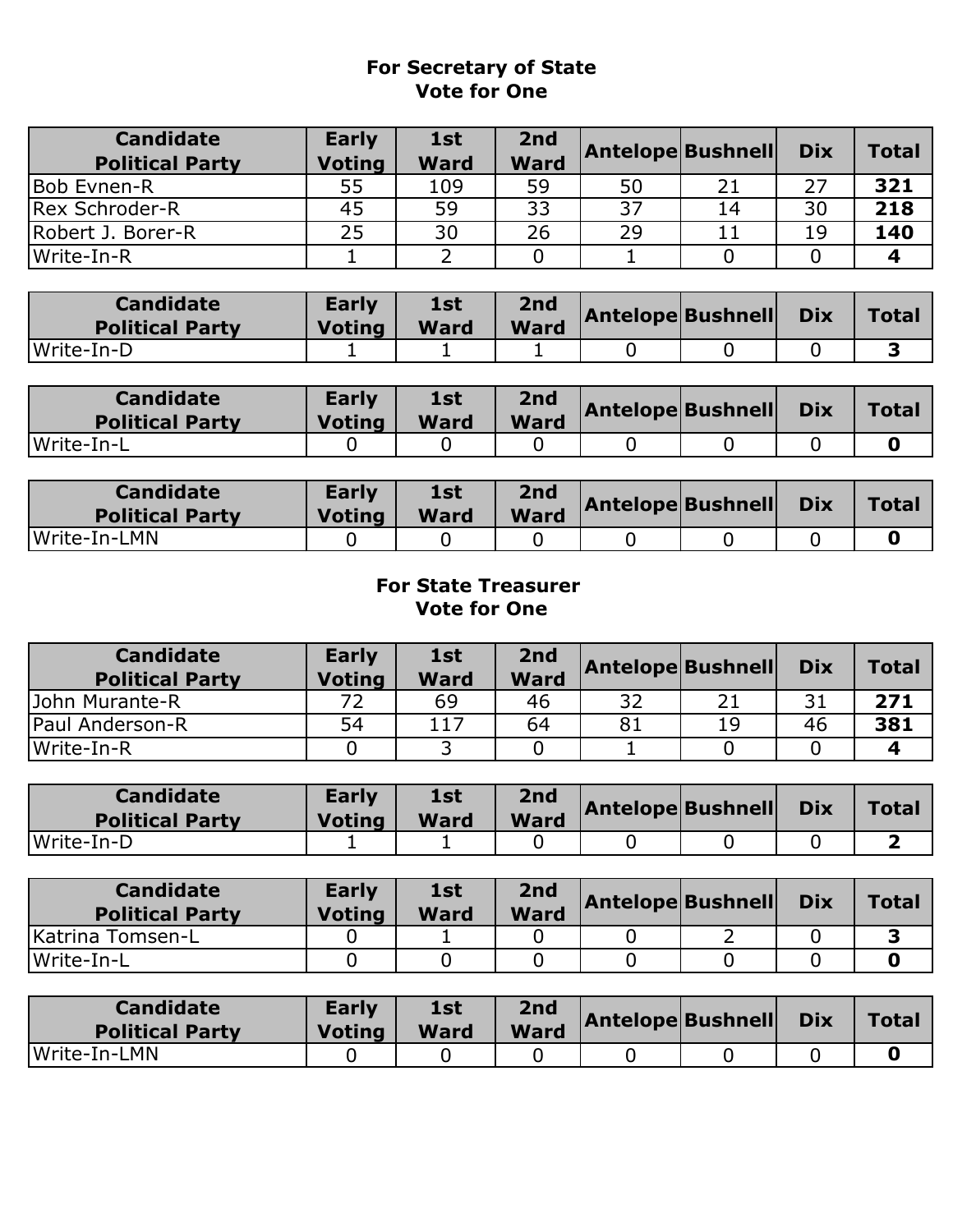## For Secretary of State
### Vote for One

| Candidate Political Party | Early Voting | 1st Ward | 2nd Ward | Antelope | Bushnell | Dix | Total |
|---|---|---|---|---|---|---|---|
| Bob Evnen-R | 55 | 109 | 59 | 50 | 21 | 27 | **321** |
| Rex Schroder-R | 45 | 59 | 33 | 37 | 14 | 30 | **218** |
| Robert J. Borer-R | 25 | 30 | 26 | 29 | 11 | 19 | **140** |
| Write-In-R | 1 | 2 | 0 | 1 | 0 | 0 | **4** |

| Candidate Political Party | Early Voting | 1st Ward | 2nd Ward | Antelope | Bushnell | Dix | Total |
|---|---|---|---|---|---|---|---|
| Write-In-D | 1 | 1 | 1 | 0 | 0 | 0 | **3** |

| Candidate Political Party | Early Voting | 1st Ward | 2nd Ward | Antelope | Bushnell | Dix | Total |
|---|---|---|---|---|---|---|---|
| Write-In-L | 0 | 0 | 0 | 0 | 0 | 0 | **0** |

| Candidate Political Party | Early Voting | 1st Ward | 2nd Ward | Antelope | Bushnell | Dix | Total |
|---|---|---|---|---|---|---|---|
| Write-In-LMN | 0 | 0 | 0 | 0 | 0 | 0 | **0** |

## For State Treasurer
### Vote for One

| Candidate Political Party | Early Voting | 1st Ward | 2nd Ward | Antelope | Bushnell | Dix | Total |
|---|---|---|---|---|---|---|---|
| John Murante-R | 72 | 69 | 46 | 32 | 21 | 31 | **271** |
| Paul Anderson-R | 54 | 117 | 64 | 81 | 19 | 46 | **381** |
| Write-In-R | 0 | 3 | 0 | 1 | 0 | 0 | **4** |

| Candidate Political Party | Early Voting | 1st Ward | 2nd Ward | Antelope | Bushnell | Dix | Total |
|---|---|---|---|---|---|---|---|
| Write-In-D | 1 | 1 | 0 | 0 | 0 | 0 | **2** |

| Candidate Political Party | Early Voting | 1st Ward | 2nd Ward | Antelope | Bushnell | Dix | Total |
|---|---|---|---|---|---|---|---|
| Katrina Tomsen-L | 0 | 1 | 0 | 0 | 2 | 0 | **3** |
| Write-In-L | 0 | 0 | 0 | 0 | 0 | 0 | **0** |

| Candidate Political Party | Early Voting | 1st Ward | 2nd Ward | Antelope | Bushnell | Dix | Total |
|---|---|---|---|---|---|---|---|
| Write-In-LMN | 0 | 0 | 0 | 0 | 0 | 0 | **0** |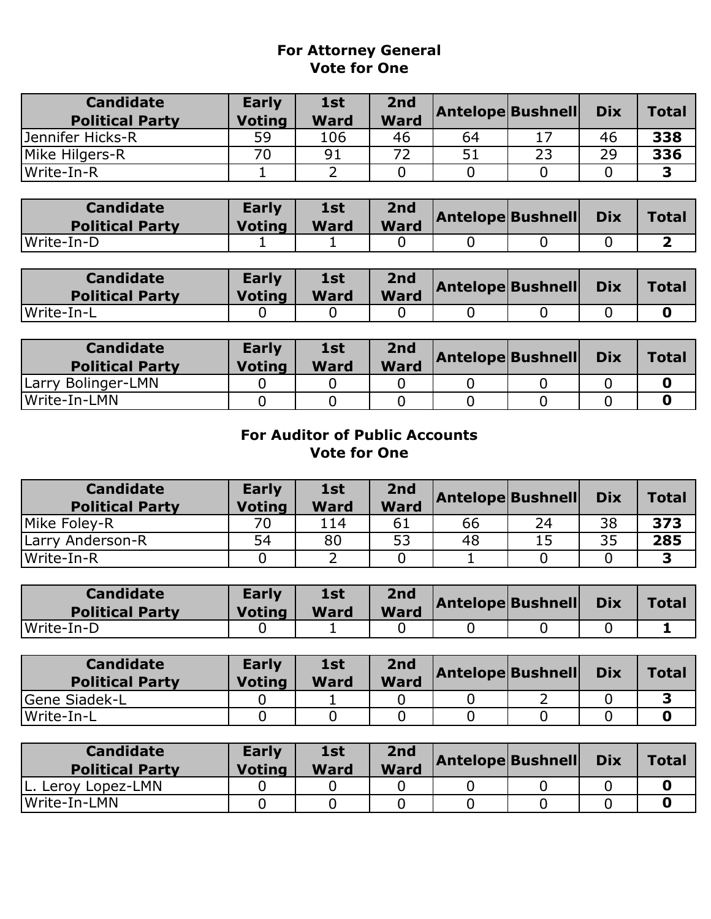## For Attorney General
### Vote for One

| Candidate Political Party | Early Voting | 1st Ward | 2nd Ward | Antelope | Bushnell | Dix | Total |
|---|---|---|---|---|---|---|---|
| Jennifer Hicks-R | 59 | 106 | 46 | 64 | 17 | 46 | **338** |
| Mike Hilgers-R | 70 | 91 | 72 | 51 | 23 | 29 | **336** |
| Write-In-R | 1 | 2 | 0 | 0 | 0 | 0 | **3** |

| Candidate Political Party | Early Voting | 1st Ward | 2nd Ward | Antelope | Bushnell | Dix | Total |
|---|---|---|---|---|---|---|---|
| Write-In-D | 1 | 1 | 0 | 0 | 0 | 0 | **2** |

| Candidate Political Party | Early Voting | 1st Ward | 2nd Ward | Antelope | Bushnell | Dix | Total |
|---|---|---|---|---|---|---|---|
| Write-In-L | 0 | 0 | 0 | 0 | 0 | 0 | **0** |

| Candidate Political Party | Early Voting | 1st Ward | 2nd Ward | Antelope | Bushnell | Dix | Total |
|---|---|---|---|---|---|---|---|
| Larry Bolinger-LMN | 0 | 0 | 0 | 0 | 0 | 0 | **0** |
| Write-In-LMN | 0 | 0 | 0 | 0 | 0 | 0 | **0** |

## For Auditor of Public Accounts
### Vote for One

| Candidate Political Party | Early Voting | 1st Ward | 2nd Ward | Antelope | Bushnell | Dix | Total |
|---|---|---|---|---|---|---|---|
| Mike Foley-R | 70 | 114 | 61 | 66 | 24 | 38 | **373** |
| Larry Anderson-R | 54 | 80 | 53 | 48 | 15 | 35 | **285** |
| Write-In-R | 0 | 2 | 0 | 1 | 0 | 0 | **3** |

| Candidate Political Party | Early Voting | 1st Ward | 2nd Ward | Antelope | Bushnell | Dix | Total |
|---|---|---|---|---|---|---|---|
| Write-In-D | 0 | 1 | 0 | 0 | 0 | 0 | **1** |

| Candidate Political Party | Early Voting | 1st Ward | 2nd Ward | Antelope | Bushnell | Dix | Total |
|---|---|---|---|---|---|---|---|
| Gene Siadek-L | 0 | 1 | 0 | 0 | 2 | 0 | **3** |
| Write-In-L | 0 | 0 | 0 | 0 | 0 | 0 | **0** |

| Candidate Political Party | Early Voting | 1st Ward | 2nd Ward | Antelope | Bushnell | Dix | Total |
|---|---|---|---|---|---|---|---|
| L. Leroy Lopez-LMN | 0 | 0 | 0 | 0 | 0 | 0 | **0** |
| Write-In-LMN | 0 | 0 | 0 | 0 | 0 | 0 | **0** |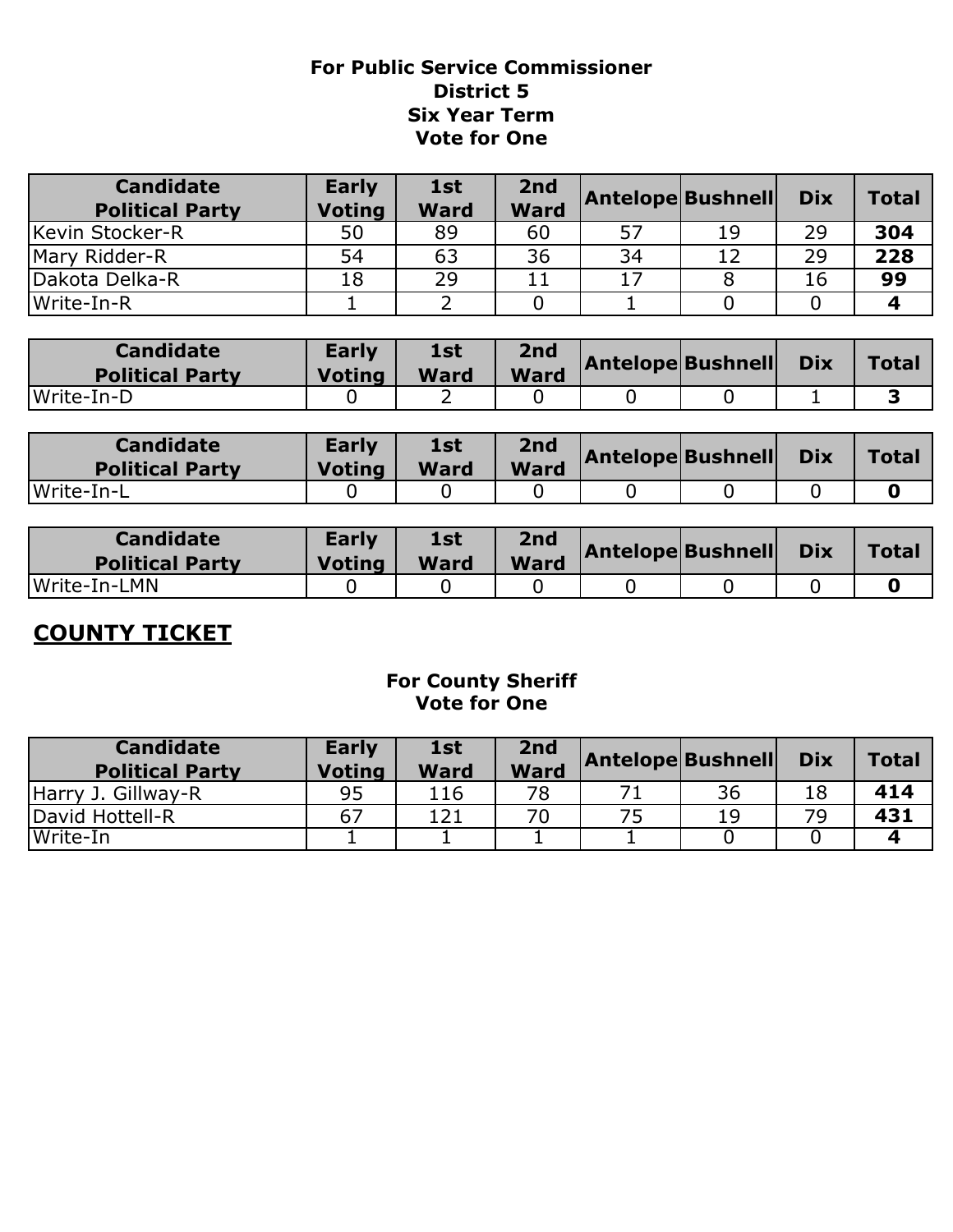**For Public Service Commissioner**
**District 5**
**Six Year Term**
**Vote for One**

| Candidate Political Party | Early Voting | 1st Ward | 2nd Ward | Antelope | Bushnell | Dix | Total |
|---|---|---|---|---|---|---|---|
| Kevin Stocker-R | 50 | 89 | 60 | 57 | 19 | 29 | **304** |
| Mary Ridder-R | 54 | 63 | 36 | 34 | 12 | 29 | **228** |
| Dakota Delka-R | 18 | 29 | 11 | 17 | 8 | 16 | **99** |
| Write-In-R | 1 | 2 | 0 | 1 | 0 | 0 | **4** |

| Candidate Political Party | Early Voting | 1st Ward | 2nd Ward | Antelope | Bushnell | Dix | Total |
|---|---|---|---|---|---|---|---|
| Write-In-D | 0 | 2 | 0 | 0 | 0 | 1 | **3** |

| Candidate Political Party | Early Voting | 1st Ward | 2nd Ward | Antelope | Bushnell | Dix | Total |
|---|---|---|---|---|---|---|---|
| Write-In-L | 0 | 0 | 0 | 0 | 0 | 0 | **0** |

| Candidate Political Party | Early Voting | 1st Ward | 2nd Ward | Antelope | Bushnell | Dix | Total |
|---|---|---|---|---|---|---|---|
| Write-In-LMN | 0 | 0 | 0 | 0 | 0 | 0 | **0** |

## COUNTY TICKET

**For County Sheriff**
**Vote for One**

| Candidate Political Party | Early Voting | 1st Ward | 2nd Ward | Antelope | Bushnell | Dix | Total |
|---|---|---|---|---|---|---|---|
| Harry J. Gillway-R | 95 | 116 | 78 | 71 | 36 | 18 | **414** |
| David Hottell-R | 67 | 121 | 70 | 75 | 19 | 79 | **431** |
| Write-In | 1 | 1 | 1 | 1 | 0 | 0 | **4** |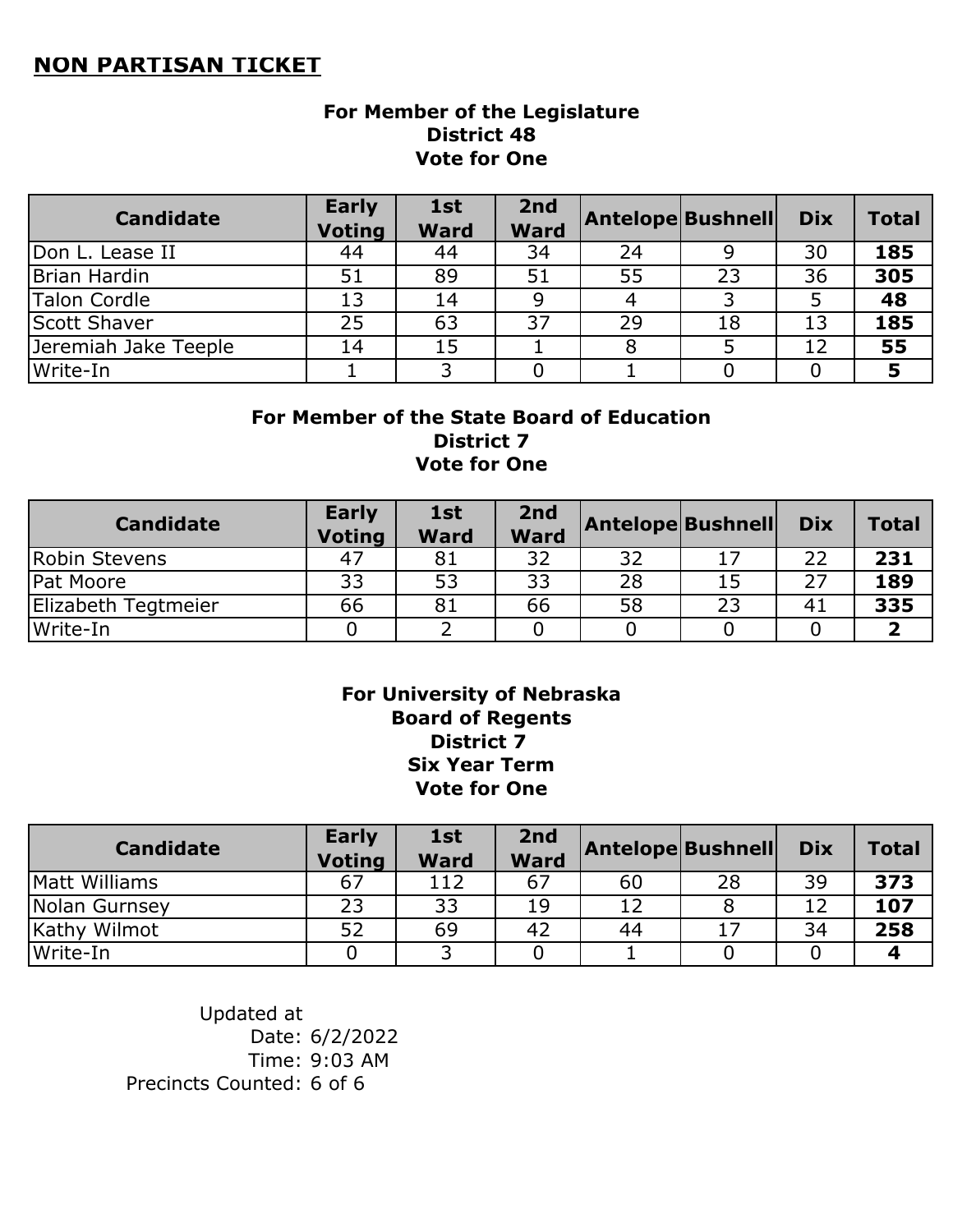## NON PARTISAN TICKET

### For Member of the Legislature
### District 48
### Vote for One

| Candidate | Early Voting | 1st Ward | 2nd Ward | Antelope | Bushnell | Dix | Total |
|---|---|---|---|---|---|---|---|
| Don L. Lease II | 44 | 44 | 34 | 24 | 9 | 30 | **185** |
| Brian Hardin | 51 | 89 | 51 | 55 | 23 | 36 | **305** |
| Talon Cordle | 13 | 14 | 9 | 4 | 3 | 5 | **48** |
| Scott Shaver | 25 | 63 | 37 | 29 | 18 | 13 | **185** |
| Jeremiah Jake Teeple | 14 | 15 | 1 | 8 | 5 | 12 | **55** |
| Write-In | 1 | 3 | 0 | 1 | 0 | 0 | **5** |

### For Member of the State Board of Education
### District 7
### Vote for One

| Candidate | Early Voting | 1st Ward | 2nd Ward | Antelope | Bushnell | Dix | Total |
|---|---|---|---|---|---|---|---|
| Robin Stevens | 47 | 81 | 32 | 32 | 17 | 22 | **231** |
| Pat Moore | 33 | 53 | 33 | 28 | 15 | 27 | **189** |
| Elizabeth Tegtmeier | 66 | 81 | 66 | 58 | 23 | 41 | **335** |
| Write-In | 0 | 2 | 0 | 0 | 0 | 0 | **2** |

### For University of Nebraska
### Board of Regents
### District 7
### Six Year Term
### Vote for One

| Candidate | Early Voting | 1st Ward | 2nd Ward | Antelope | Bushnell | Dix | Total |
|---|---|---|---|---|---|---|---|
| Matt Williams | 67 | 112 | 67 | 60 | 28 | 39 | **373** |
| Nolan Gurnsey | 23 | 33 | 19 | 12 | 8 | 12 | **107** |
| Kathy Wilmot | 52 | 69 | 42 | 44 | 17 | 34 | **258** |
| Write-In | 0 | 3 | 0 | 1 | 0 | 0 | **4** |

Updated at
Date: 6/2/2022
Time: 9:03 AM
Precincts Counted: 6 of 6